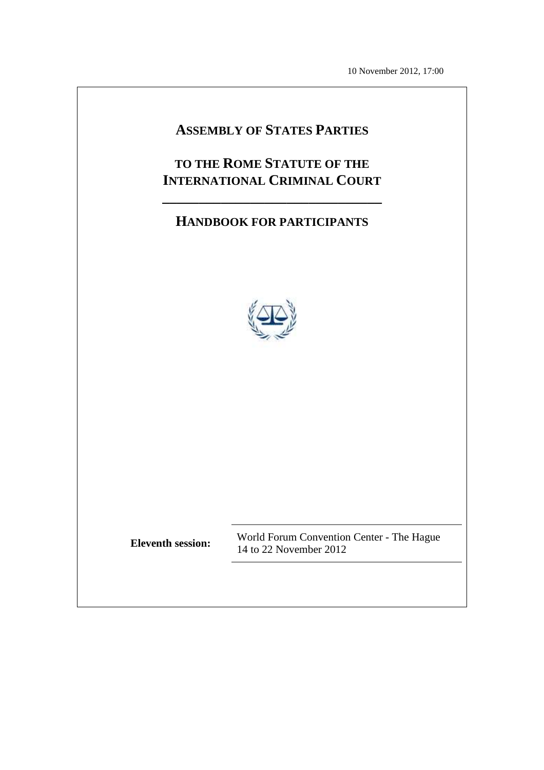10 November 2012, 17:00

# ASSEMBLY OF STATES PARTIES

# TO THE ROME STATUTE OF THE INTERNATIONAL CRIMINAL COURT

## HANDBOOK FOR PARTICIPANTS

**Eleventh session:** World Forum Convention Center - The Hague
14 to 22 November 2012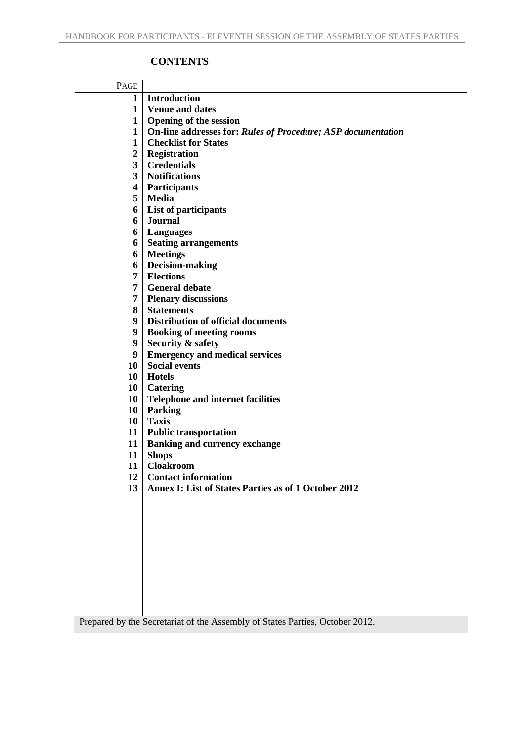# CONTENTS

| PAGE | |
|---|---|
| **1** | **Introduction** |
| **1** | **Venue and dates** |
| **1** | **Opening of the session** |
| **1** | **On-line addresses for: *Rules of Procedure; ASP documentation*** |
| **1** | **Checklist for States** |
| **2** | **Registration** |
| **3** | **Credentials** |
| **3** | **Notifications** |
| **4** | **Participants** |
| **5** | **Media** |
| **6** | **List of participants** |
| **6** | **Journal** |
| **6** | **Languages** |
| **6** | **Seating arrangements** |
| **6** | **Meetings** |
| **6** | **Decision-making** |
| **7** | **Elections** |
| **7** | **General debate** |
| **7** | **Plenary discussions** |
| **8** | **Statements** |
| **9** | **Distribution of official documents** |
| **9** | **Booking of meeting rooms** |
| **9** | **Security & safety** |
| **9** | **Emergency and medical services** |
| **10** | **Social events** |
| **10** | **Hotels** |
| **10** | **Catering** |
| **10** | **Telephone and internet facilities** |
| **10** | **Parking** |
| **10** | **Taxis** |
| **11** | **Public transportation** |
| **11** | **Banking and currency exchange** |
| **11** | **Shops** |
| **11** | **Cloakroom** |
| **12** | **Contact information** |
| **13** | **Annex I: List of States Parties as of 1 October 2012** |

Prepared by the Secretariat of the Assembly of States Parties, October 2012.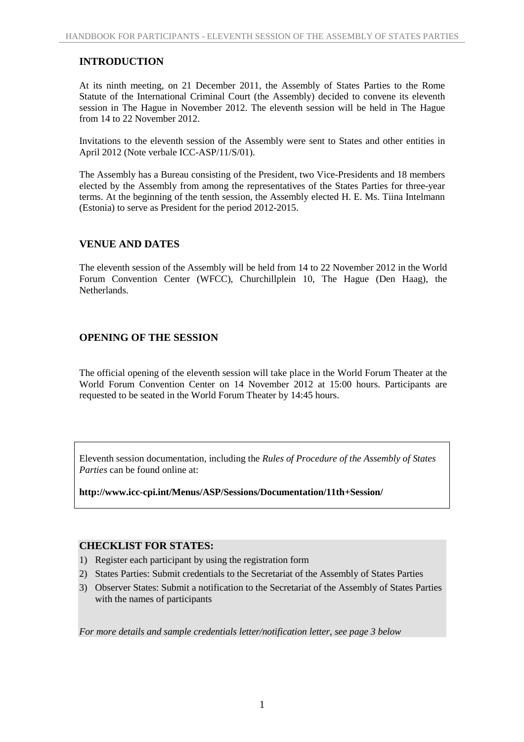## INTRODUCTION

At its ninth meeting, on 21 December 2011, the Assembly of States Parties to the Rome Statute of the International Criminal Court (the Assembly) decided to convene its eleventh session in The Hague in November 2012. The eleventh session will be held in The Hague from 14 to 22 November 2012.

Invitations to the eleventh session of the Assembly were sent to States and other entities in April 2012 (Note verbale ICC-ASP/11/S/01).

The Assembly has a Bureau consisting of the President, two Vice-Presidents and 18 members elected by the Assembly from among the representatives of the States Parties for three-year terms. At the beginning of the tenth session, the Assembly elected H. E. Ms. Tiina Intelmann (Estonia) to serve as President for the period 2012-2015.

## VENUE AND DATES

The eleventh session of the Assembly will be held from 14 to 22 November 2012 in the World Forum Convention Center (WFCC), Churchillplein 10, The Hague (Den Haag), the Netherlands.

## OPENING OF THE SESSION

The official opening of the eleventh session will take place in the World Forum Theater at the World Forum Convention Center on 14 November 2012 at 15:00 hours. Participants are requested to be seated in the World Forum Theater by 14:45 hours.

Eleventh session documentation, including the *Rules of Procedure of the Assembly of States Parties* can be found online at:

**http://www.icc-cpi.int/Menus/ASP/Sessions/Documentation/11th+Session/**

## CHECKLIST FOR STATES:

1) Register each participant by using the registration form
2) States Parties: Submit credentials to the Secretariat of the Assembly of States Parties
3) Observer States: Submit a notification to the Secretariat of the Assembly of States Parties with the names of participants

*For more details and sample credentials letter/notification letter, see page 3 below*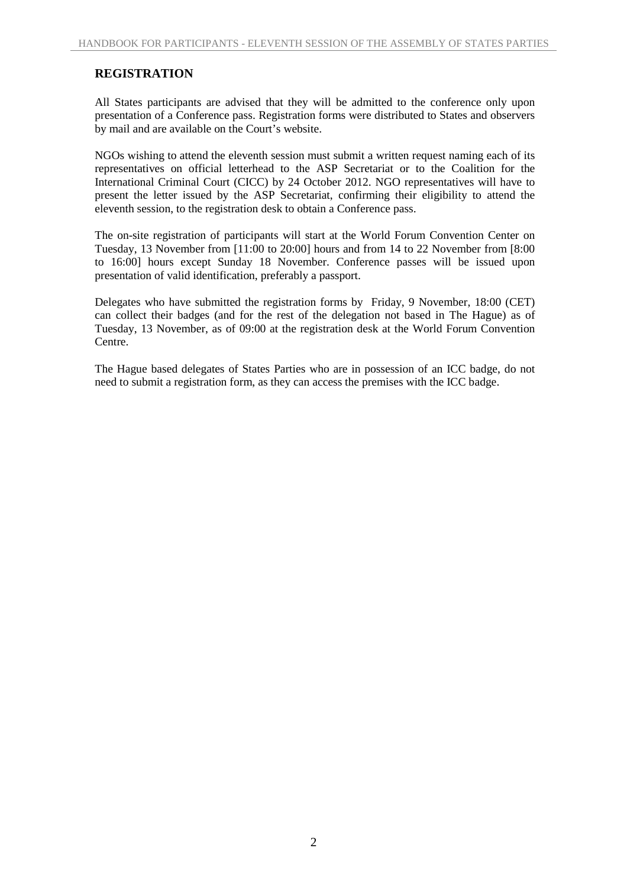## REGISTRATION

All States participants are advised that they will be admitted to the conference only upon presentation of a Conference pass. Registration forms were distributed to States and observers by mail and are available on the Court's website.

NGOs wishing to attend the eleventh session must submit a written request naming each of its representatives on official letterhead to the ASP Secretariat or to the Coalition for the International Criminal Court (CICC) by 24 October 2012. NGO representatives will have to present the letter issued by the ASP Secretariat, confirming their eligibility to attend the eleventh session, to the registration desk to obtain a Conference pass.

The on-site registration of participants will start at the World Forum Convention Center on Tuesday, 13 November from [11:00 to 20:00] hours and from 14 to 22 November from [8:00 to 16:00] hours except Sunday 18 November. Conference passes will be issued upon presentation of valid identification, preferably a passport.

Delegates who have submitted the registration forms by Friday, 9 November, 18:00 (CET) can collect their badges (and for the rest of the delegation not based in The Hague) as of Tuesday, 13 November, as of 09:00 at the registration desk at the World Forum Convention Centre.

The Hague based delegates of States Parties who are in possession of an ICC badge, do not need to submit a registration form, as they can access the premises with the ICC badge.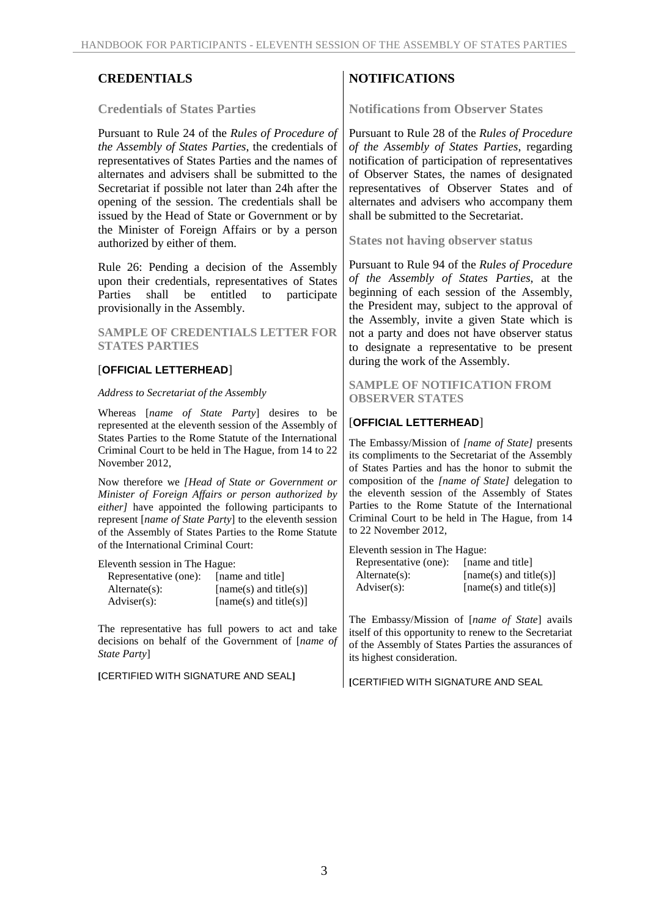# CREDENTIALS

## Credentials of States Parties

Pursuant to Rule 24 of the *Rules of Procedure of the Assembly of States Parties*, the credentials of representatives of States Parties and the names of alternates and advisers shall be submitted to the Secretariat if possible not later than 24h after the opening of the session. The credentials shall be issued by the Head of State or Government or by the Minister of Foreign Affairs or by a person authorized by either of them.

Rule 26: Pending a decision of the Assembly upon their credentials, representatives of States Parties shall be entitled to participate provisionally in the Assembly.

### SAMPLE OF CREDENTIALS LETTER FOR STATES PARTIES

[**OFFICIAL LETTERHEAD**]

*Address to Secretariat of the Assembly*

Whereas [*name of State Party*] desires to be represented at the eleventh session of the Assembly of States Parties to the Rome Statute of the International Criminal Court to be held in The Hague, from 14 to 22 November 2012,

Now therefore we *[Head of State or Government or Minister of Foreign Affairs or person authorized by either]* have appointed the following participants to represent [*name of State Party*] to the eleventh session of the Assembly of States Parties to the Rome Statute of the International Criminal Court:

Eleventh session in The Hague:

| | |
|---|---|
| Representative (one): | [name and title] |
| Alternate(s): | [name(s) and title(s)] |
| Adviser(s): | [name(s) and title(s)] |

The representative has full powers to act and take decisions on behalf of the Government of [*name of State Party*]

**[**CERTIFIED WITH SIGNATURE AND SEAL**]**

# NOTIFICATIONS

## Notifications from Observer States

Pursuant to Rule 28 of the *Rules of Procedure of the Assembly of States Parties*, regarding notification of participation of representatives of Observer States, the names of designated representatives of Observer States and of alternates and advisers who accompany them shall be submitted to the Secretariat.

## States not having observer status

Pursuant to Rule 94 of the *Rules of Procedure of the Assembly of States Parties*, at the beginning of each session of the Assembly, the President may, subject to the approval of the Assembly, invite a given State which is not a party and does not have observer status to designate a representative to be present during the work of the Assembly.

### SAMPLE OF NOTIFICATION FROM OBSERVER STATES

[**OFFICIAL LETTERHEAD**]

The Embassy/Mission of *[name of State]* presents its compliments to the Secretariat of the Assembly of States Parties and has the honor to submit the composition of the *[name of State]* delegation to the eleventh session of the Assembly of States Parties to the Rome Statute of the International Criminal Court to be held in The Hague, from 14 to 22 November 2012,

Eleventh session in The Hague:

| | |
|---|---|
| Representative (one): | [name and title] |
| Alternate(s): | [name(s) and title(s)] |
| Adviser(s): | [name(s) and title(s)] |

The Embassy/Mission of [*name of State*] avails itself of this opportunity to renew to the Secretariat of the Assembly of States Parties the assurances of its highest consideration.

**[**CERTIFIED WITH SIGNATURE AND SEAL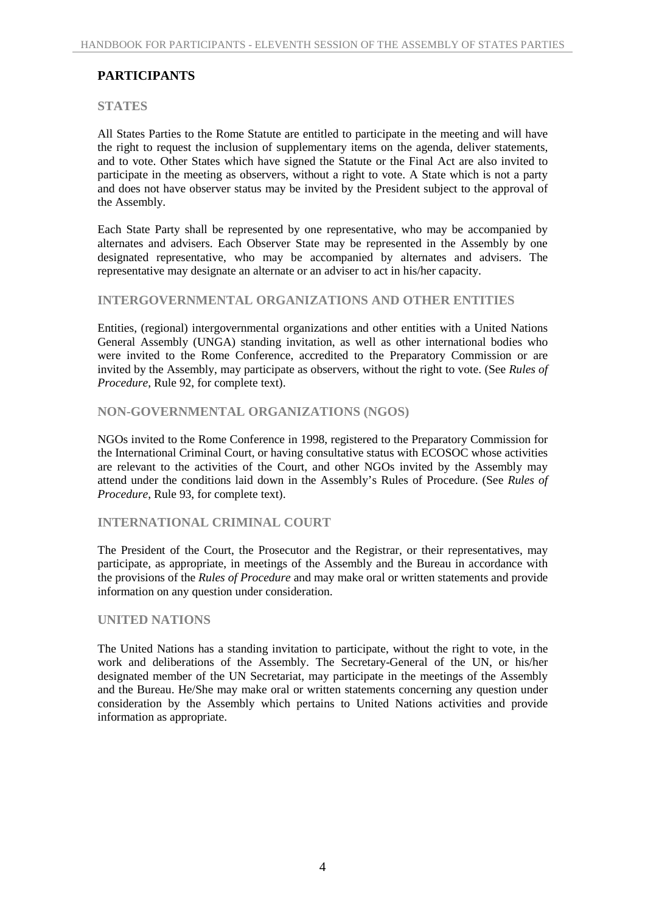## PARTICIPANTS

### STATES

All States Parties to the Rome Statute are entitled to participate in the meeting and will have the right to request the inclusion of supplementary items on the agenda, deliver statements, and to vote. Other States which have signed the Statute or the Final Act are also invited to participate in the meeting as observers, without a right to vote. A State which is not a party and does not have observer status may be invited by the President subject to the approval of the Assembly.

Each State Party shall be represented by one representative, who may be accompanied by alternates and advisers. Each Observer State may be represented in the Assembly by one designated representative, who may be accompanied by alternates and advisers. The representative may designate an alternate or an adviser to act in his/her capacity.

### INTERGOVERNMENTAL ORGANIZATIONS AND OTHER ENTITIES

Entities, (regional) intergovernmental organizations and other entities with a United Nations General Assembly (UNGA) standing invitation, as well as other international bodies who were invited to the Rome Conference, accredited to the Preparatory Commission or are invited by the Assembly, may participate as observers, without the right to vote. (See *Rules of Procedure*, Rule 92, for complete text).

### NON-GOVERNMENTAL ORGANIZATIONS (NGOS)

NGOs invited to the Rome Conference in 1998, registered to the Preparatory Commission for the International Criminal Court, or having consultative status with ECOSOC whose activities are relevant to the activities of the Court, and other NGOs invited by the Assembly may attend under the conditions laid down in the Assembly's Rules of Procedure. (See *Rules of Procedure*, Rule 93, for complete text).

### INTERNATIONAL CRIMINAL COURT

The President of the Court, the Prosecutor and the Registrar, or their representatives, may participate, as appropriate, in meetings of the Assembly and the Bureau in accordance with the provisions of the *Rules of Procedure* and may make oral or written statements and provide information on any question under consideration.

### UNITED NATIONS

The United Nations has a standing invitation to participate, without the right to vote, in the work and deliberations of the Assembly. The Secretary-General of the UN, or his/her designated member of the UN Secretariat, may participate in the meetings of the Assembly and the Bureau. He/She may make oral or written statements concerning any question under consideration by the Assembly which pertains to United Nations activities and provide information as appropriate.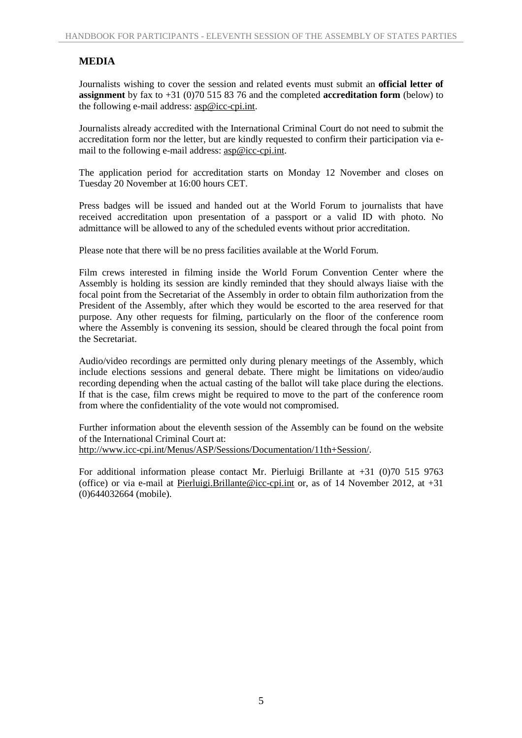## MEDIA

Journalists wishing to cover the session and related events must submit an **official letter of assignment** by fax to +31 (0)70 515 83 76 and the completed **accreditation form** (below) to the following e-mail address: asp@icc-cpi.int.

Journalists already accredited with the International Criminal Court do not need to submit the accreditation form nor the letter, but are kindly requested to confirm their participation via e-mail to the following e-mail address: asp@icc-cpi.int.

The application period for accreditation starts on Monday 12 November and closes on Tuesday 20 November at 16:00 hours CET.

Press badges will be issued and handed out at the World Forum to journalists that have received accreditation upon presentation of a passport or a valid ID with photo. No admittance will be allowed to any of the scheduled events without prior accreditation.

Please note that there will be no press facilities available at the World Forum.

Film crews interested in filming inside the World Forum Convention Center where the Assembly is holding its session are kindly reminded that they should always liaise with the focal point from the Secretariat of the Assembly in order to obtain film authorization from the President of the Assembly, after which they would be escorted to the area reserved for that purpose. Any other requests for filming, particularly on the floor of the conference room where the Assembly is convening its session, should be cleared through the focal point from the Secretariat.

Audio/video recordings are permitted only during plenary meetings of the Assembly, which include elections sessions and general debate. There might be limitations on video/audio recording depending when the actual casting of the ballot will take place during the elections. If that is the case, film crews might be required to move to the part of the conference room from where the confidentiality of the vote would not compromised.

Further information about the eleventh session of the Assembly can be found on the website of the International Criminal Court at:
http://www.icc-cpi.int/Menus/ASP/Sessions/Documentation/11th+Session/.

For additional information please contact Mr. Pierluigi Brillante at +31 (0)70 515 9763 (office) or via e-mail at Pierluigi.Brillante@icc-cpi.int or, as of 14 November 2012, at +31 (0)644032664 (mobile).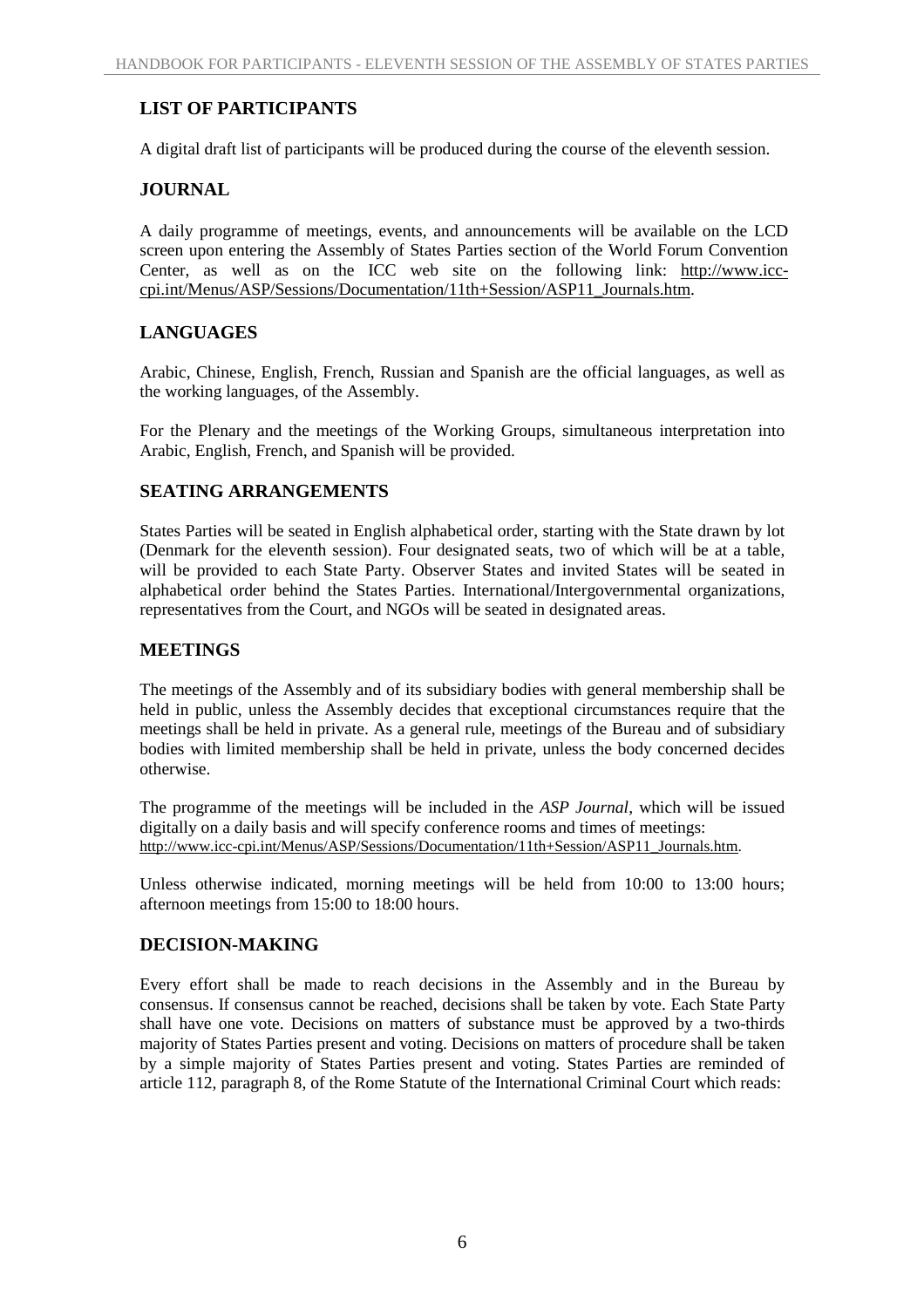## LIST OF PARTICIPANTS

A digital draft list of participants will be produced during the course of the eleventh session.

## JOURNAL

A daily programme of meetings, events, and announcements will be available on the LCD screen upon entering the Assembly of States Parties section of the World Forum Convention Center, as well as on the ICC web site on the following link: http://www.icc-cpi.int/Menus/ASP/Sessions/Documentation/11th+Session/ASP11_Journals.htm.

## LANGUAGES

Arabic, Chinese, English, French, Russian and Spanish are the official languages, as well as the working languages, of the Assembly.

For the Plenary and the meetings of the Working Groups, simultaneous interpretation into Arabic, English, French, and Spanish will be provided.

## SEATING ARRANGEMENTS

States Parties will be seated in English alphabetical order, starting with the State drawn by lot (Denmark for the eleventh session). Four designated seats, two of which will be at a table, will be provided to each State Party. Observer States and invited States will be seated in alphabetical order behind the States Parties. International/Intergovernmental organizations, representatives from the Court, and NGOs will be seated in designated areas.

## MEETINGS

The meetings of the Assembly and of its subsidiary bodies with general membership shall be held in public, unless the Assembly decides that exceptional circumstances require that the meetings shall be held in private. As a general rule, meetings of the Bureau and of subsidiary bodies with limited membership shall be held in private, unless the body concerned decides otherwise.

The programme of the meetings will be included in the *ASP Journal*, which will be issued digitally on a daily basis and will specify conference rooms and times of meetings: http://www.icc-cpi.int/Menus/ASP/Sessions/Documentation/11th+Session/ASP11_Journals.htm.

Unless otherwise indicated, morning meetings will be held from 10:00 to 13:00 hours; afternoon meetings from 15:00 to 18:00 hours.

## DECISION-MAKING

Every effort shall be made to reach decisions in the Assembly and in the Bureau by consensus. If consensus cannot be reached, decisions shall be taken by vote. Each State Party shall have one vote. Decisions on matters of substance must be approved by a two-thirds majority of States Parties present and voting. Decisions on matters of procedure shall be taken by a simple majority of States Parties present and voting. States Parties are reminded of article 112, paragraph 8, of the Rome Statute of the International Criminal Court which reads: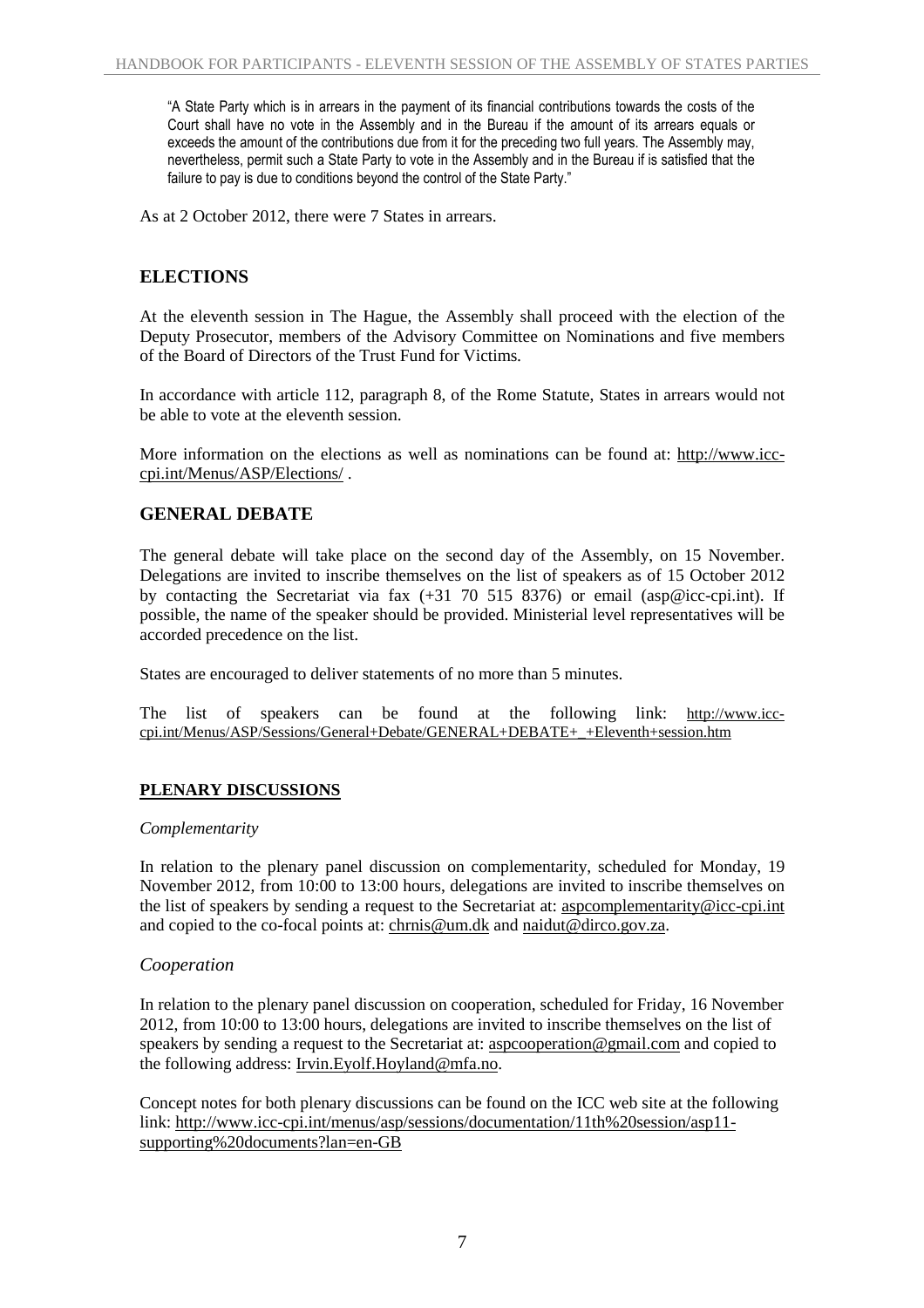> "A State Party which is in arrears in the payment of its financial contributions towards the costs of the Court shall have no vote in the Assembly and in the Bureau if the amount of its arrears equals or exceeds the amount of the contributions due from it for the preceding two full years. The Assembly may, nevertheless, permit such a State Party to vote in the Assembly and in the Bureau if is satisfied that the failure to pay is due to conditions beyond the control of the State Party."

As at 2 October 2012, there were 7 States in arrears.

## ELECTIONS

At the eleventh session in The Hague, the Assembly shall proceed with the election of the Deputy Prosecutor, members of the Advisory Committee on Nominations and five members of the Board of Directors of the Trust Fund for Victims.

In accordance with article 112, paragraph 8, of the Rome Statute, States in arrears would not be able to vote at the eleventh session.

More information on the elections as well as nominations can be found at: http://www.icc-cpi.int/Menus/ASP/Elections/ .

## GENERAL DEBATE

The general debate will take place on the second day of the Assembly, on 15 November. Delegations are invited to inscribe themselves on the list of speakers as of 15 October 2012 by contacting the Secretariat via fax (+31 70 515 8376) or email (asp@icc-cpi.int). If possible, the name of the speaker should be provided. Ministerial level representatives will be accorded precedence on the list.

States are encouraged to deliver statements of no more than 5 minutes.

The list of speakers can be found at the following link: http://www.icc-cpi.int/Menus/ASP/Sessions/General+Debate/GENERAL+DEBATE+_+Eleventh+session.htm

## PLENARY DISCUSSIONS

### *Complementarity*

In relation to the plenary panel discussion on complementarity, scheduled for Monday, 19 November 2012, from 10:00 to 13:00 hours, delegations are invited to inscribe themselves on the list of speakers by sending a request to the Secretariat at: aspcomplementarity@icc-cpi.int and copied to the co-focal points at: chrnis@um.dk and naidut@dirco.gov.za.

### *Cooperation*

In relation to the plenary panel discussion on cooperation, scheduled for Friday, 16 November 2012, from 10:00 to 13:00 hours, delegations are invited to inscribe themselves on the list of speakers by sending a request to the Secretariat at: aspcooperation@gmail.com and copied to the following address: Irvin.Eyolf.Hoyland@mfa.no.

Concept notes for both plenary discussions can be found on the ICC web site at the following link: http://www.icc-cpi.int/menus/asp/sessions/documentation/11th%20session/asp11-supporting%20documents?lan=en-GB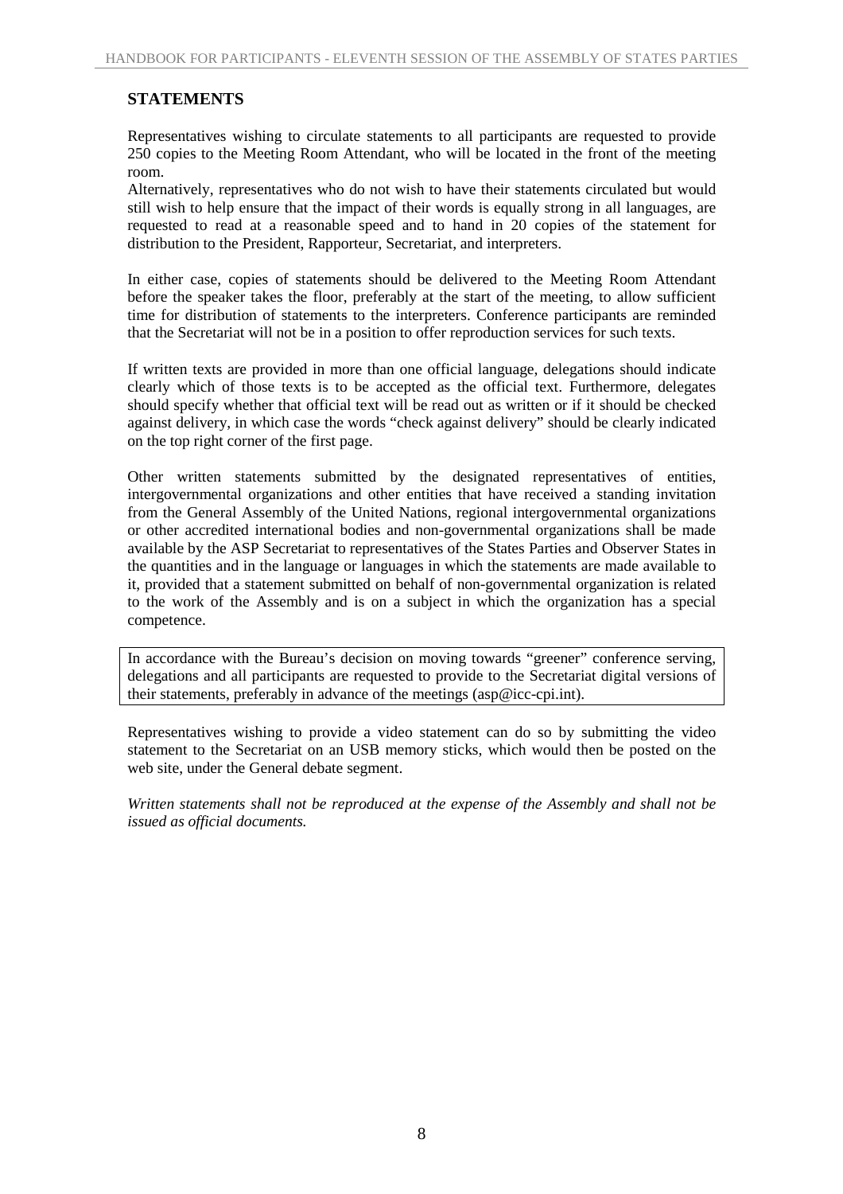## STATEMENTS

Representatives wishing to circulate statements to all participants are requested to provide 250 copies to the Meeting Room Attendant, who will be located in the front of the meeting room.
Alternatively, representatives who do not wish to have their statements circulated but would still wish to help ensure that the impact of their words is equally strong in all languages, are requested to read at a reasonable speed and to hand in 20 copies of the statement for distribution to the President, Rapporteur, Secretariat, and interpreters.

In either case, copies of statements should be delivered to the Meeting Room Attendant before the speaker takes the floor, preferably at the start of the meeting, to allow sufficient time for distribution of statements to the interpreters. Conference participants are reminded that the Secretariat will not be in a position to offer reproduction services for such texts.

If written texts are provided in more than one official language, delegations should indicate clearly which of those texts is to be accepted as the official text. Furthermore, delegates should specify whether that official text will be read out as written or if it should be checked against delivery, in which case the words "check against delivery" should be clearly indicated on the top right corner of the first page.

Other written statements submitted by the designated representatives of entities, intergovernmental organizations and other entities that have received a standing invitation from the General Assembly of the United Nations, regional intergovernmental organizations or other accredited international bodies and non-governmental organizations shall be made available by the ASP Secretariat to representatives of the States Parties and Observer States in the quantities and in the language or languages in which the statements are made available to it, provided that a statement submitted on behalf of non-governmental organization is related to the work of the Assembly and is on a subject in which the organization has a special competence.

In accordance with the Bureau's decision on moving towards "greener" conference serving, delegations and all participants are requested to provide to the Secretariat digital versions of their statements, preferably in advance of the meetings (asp@icc-cpi.int).

Representatives wishing to provide a video statement can do so by submitting the video statement to the Secretariat on an USB memory sticks, which would then be posted on the web site, under the General debate segment.

*Written statements shall not be reproduced at the expense of the Assembly and shall not be issued as official documents.*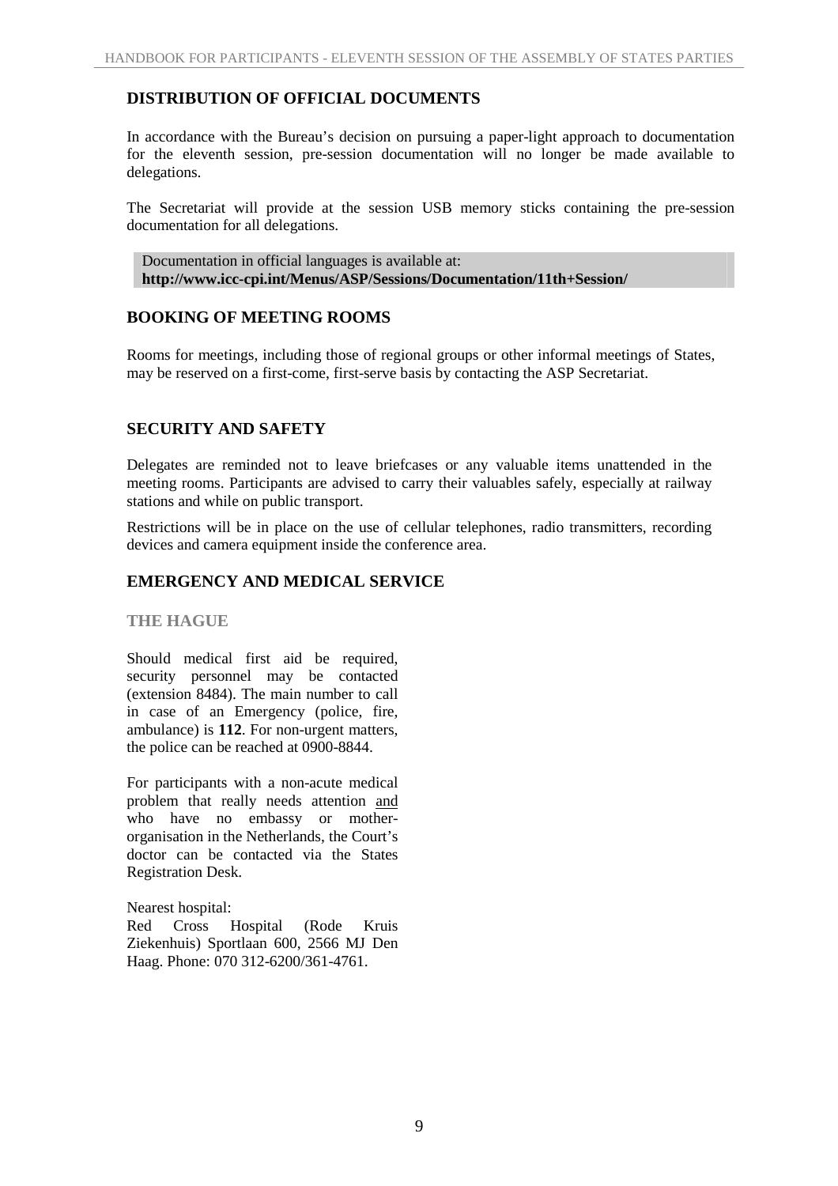## DISTRIBUTION OF OFFICIAL DOCUMENTS

In accordance with the Bureau's decision on pursuing a paper-light approach to documentation for the eleventh session, pre-session documentation will no longer be made available to delegations.

The Secretariat will provide at the session USB memory sticks containing the pre-session documentation for all delegations.

Documentation in official languages is available at:
**http://www.icc-cpi.int/Menus/ASP/Sessions/Documentation/11th+Session/**

## BOOKING OF MEETING ROOMS

Rooms for meetings, including those of regional groups or other informal meetings of States, may be reserved on a first-come, first-serve basis by contacting the ASP Secretariat.

## SECURITY AND SAFETY

Delegates are reminded not to leave briefcases or any valuable items unattended in the meeting rooms. Participants are advised to carry their valuables safely, especially at railway stations and while on public transport.

Restrictions will be in place on the use of cellular telephones, radio transmitters, recording devices and camera equipment inside the conference area.

## EMERGENCY AND MEDICAL SERVICE

### THE HAGUE

Should medical first aid be required, security personnel may be contacted (extension 8484). The main number to call in case of an Emergency (police, fire, ambulance) is **112**. For non-urgent matters, the police can be reached at 0900-8844.

For participants with a non-acute medical problem that really needs attention and who have no embassy or mother-organisation in the Netherlands, the Court's doctor can be contacted via the States Registration Desk.

Nearest hospital:
Red Cross Hospital (Rode Kruis Ziekenhuis) Sportlaan 600, 2566 MJ Den Haag. Phone: 070 312-6200/361-4761.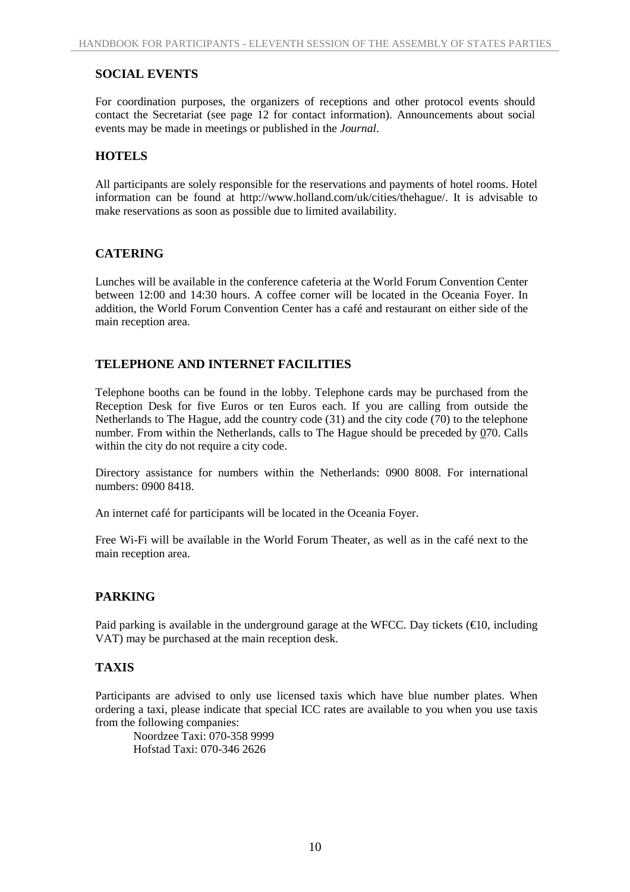## SOCIAL EVENTS

For coordination purposes, the organizers of receptions and other protocol events should contact the Secretariat (see page 12 for contact information). Announcements about social events may be made in meetings or published in the *Journal*.

## HOTELS

All participants are solely responsible for the reservations and payments of hotel rooms. Hotel information can be found at http://www.holland.com/uk/cities/thehague/. It is advisable to make reservations as soon as possible due to limited availability.

## CATERING

Lunches will be available in the conference cafeteria at the World Forum Convention Center between 12:00 and 14:30 hours. A coffee corner will be located in the Oceania Foyer. In addition, the World Forum Convention Center has a café and restaurant on either side of the main reception area.

## TELEPHONE AND INTERNET FACILITIES

Telephone booths can be found in the lobby. Telephone cards may be purchased from the Reception Desk for five Euros or ten Euros each. If you are calling from outside the Netherlands to The Hague, add the country code (31) and the city code (70) to the telephone number. From within the Netherlands, calls to The Hague should be preceded by 070. Calls within the city do not require a city code.

Directory assistance for numbers within the Netherlands: 0900 8008. For international numbers: 0900 8418.

An internet café for participants will be located in the Oceania Foyer.

Free Wi-Fi will be available in the World Forum Theater, as well as in the café next to the main reception area.

## PARKING

Paid parking is available in the underground garage at the WFCC. Day tickets (€10, including VAT) may be purchased at the main reception desk.

## TAXIS

Participants are advised to only use licensed taxis which have blue number plates. When ordering a taxi, please indicate that special ICC rates are available to you when you use taxis from the following companies:

Noordzee Taxi: 070-358 9999
Hofstad Taxi: 070-346 2626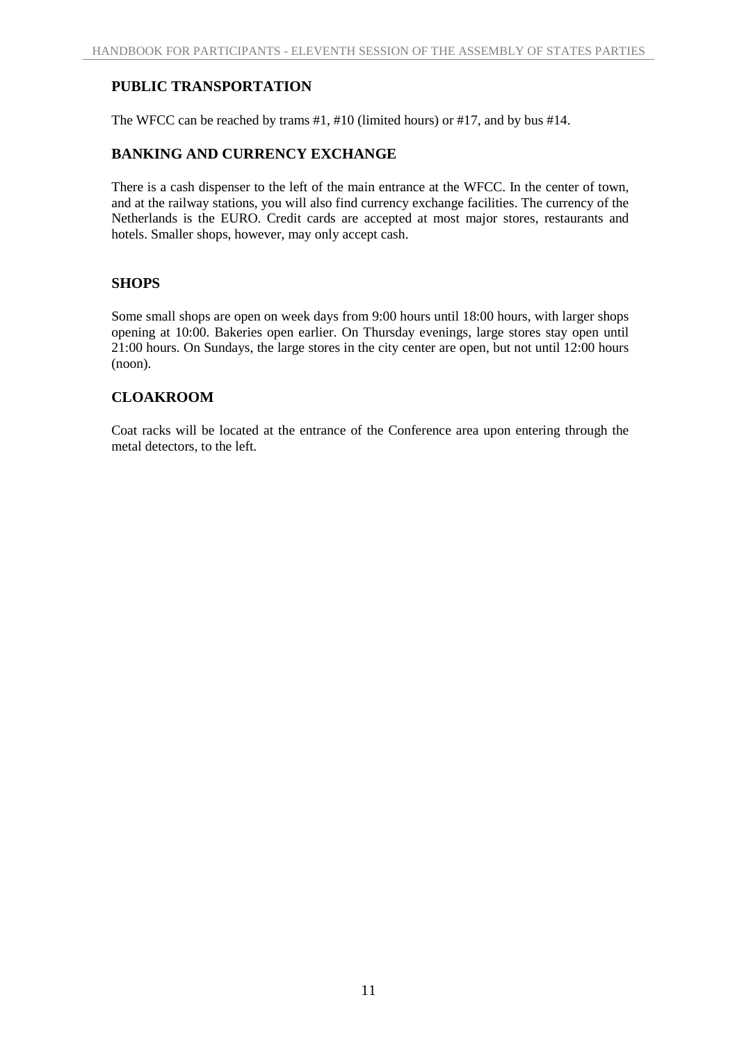## PUBLIC TRANSPORTATION

The WFCC can be reached by trams #1, #10 (limited hours) or #17, and by bus #14.

## BANKING AND CURRENCY EXCHANGE

There is a cash dispenser to the left of the main entrance at the WFCC. In the center of town, and at the railway stations, you will also find currency exchange facilities. The currency of the Netherlands is the EURO. Credit cards are accepted at most major stores, restaurants and hotels. Smaller shops, however, may only accept cash.

## SHOPS

Some small shops are open on week days from 9:00 hours until 18:00 hours, with larger shops opening at 10:00. Bakeries open earlier. On Thursday evenings, large stores stay open until 21:00 hours. On Sundays, the large stores in the city center are open, but not until 12:00 hours (noon).

## CLOAKROOM

Coat racks will be located at the entrance of the Conference area upon entering through the metal detectors, to the left.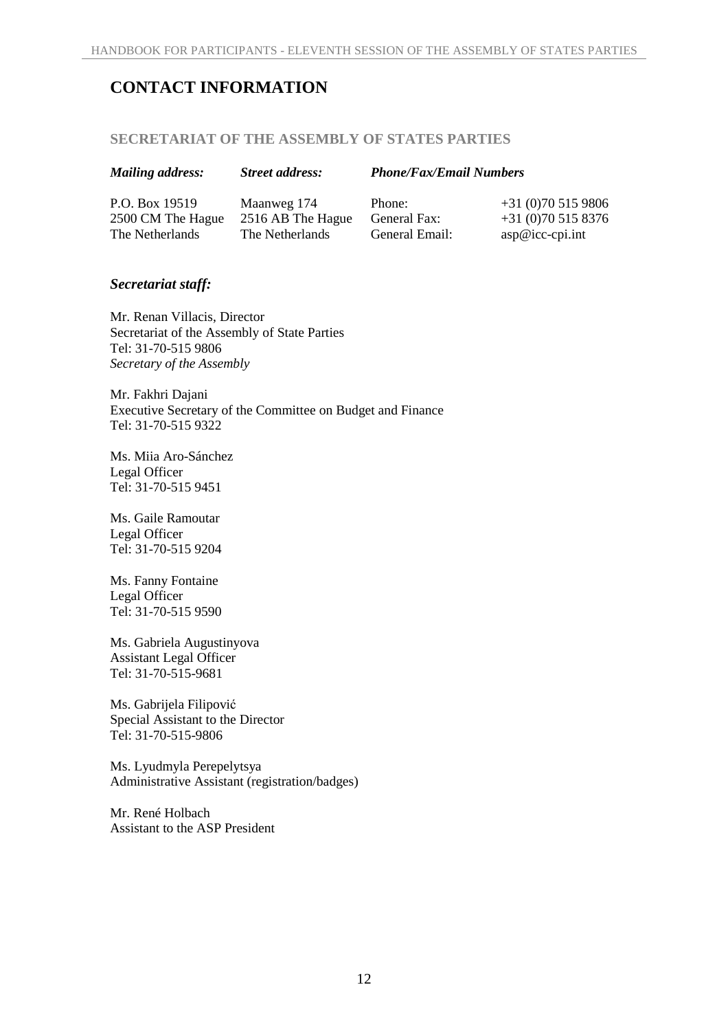# CONTACT INFORMATION

## SECRETARIAT OF THE ASSEMBLY OF STATES PARTIES

| *Mailing address:* | *Street address:* | *Phone/Fax/Email Numbers* | |
|---|---|---|---|
| P.O. Box 19519 | Maanweg 174 | Phone: | +31 (0)70 515 9806 |
| 2500 CM The Hague | 2516 AB The Hague | General Fax: | +31 (0)70 515 8376 |
| The Netherlands | The Netherlands | General Email: | asp@icc-cpi.int |

### *Secretariat staff:*

Mr. Renan Villacis, Director
Secretariat of the Assembly of State Parties
Tel: 31-70-515 9806
*Secretary of the Assembly*

Mr. Fakhri Dajani
Executive Secretary of the Committee on Budget and Finance
Tel: 31-70-515 9322

Ms. Miia Aro-Sánchez
Legal Officer
Tel: 31-70-515 9451

Ms. Gaile Ramoutar
Legal Officer
Tel: 31-70-515 9204

Ms. Fanny Fontaine
Legal Officer
Tel: 31-70-515 9590

Ms. Gabriela Augustinyova
Assistant Legal Officer
Tel: 31-70-515-9681

Ms. Gabrijela Filipović
Special Assistant to the Director
Tel: 31-70-515-9806

Ms. Lyudmyla Perepelytsya
Administrative Assistant (registration/badges)

Mr. René Holbach
Assistant to the ASP President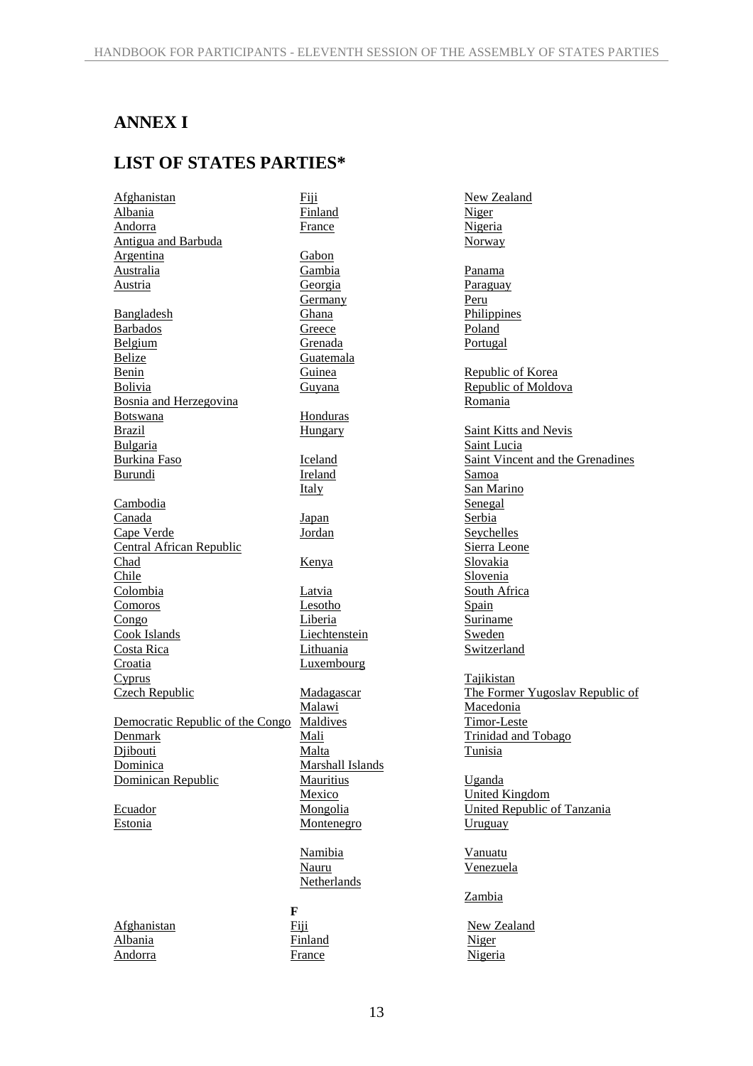# ANNEX I

## LIST OF STATES PARTIES*

Afghanistan
Albania
Andorra
Antigua and Barbuda
Argentina
Australia
Austria

Bangladesh
Barbados
Belgium
Belize
Benin
Bolivia
Bosnia and Herzegovina
Botswana
Brazil
Bulgaria
Burkina Faso
Burundi

Cambodia
Canada
Cape Verde
Central African Republic
Chad
Chile
Colombia
Comoros
Congo
Cook Islands
Costa Rica
Croatia
Cyprus
Czech Republic

Democratic Republic of the Congo
Denmark
Djibouti
Dominica
Dominican Republic

Ecuador
Estonia

Fiji
Finland
France

Gabon
Gambia
Georgia
Germany
Ghana
Greece
Grenada
Guatemala
Guinea
Guyana

Honduras
Hungary

Iceland
Ireland
Italy

Japan
Jordan

Kenya

Latvia
Lesotho
Liberia
Liechtenstein
Lithuania
Luxembourg

Madagascar
Malawi
Maldives
Mali
Malta
Marshall Islands
Mauritius
Mexico
Mongolia
Montenegro

Namibia
Nauru
Netherlands

New Zealand
Niger
Nigeria
Norway

Panama
Paraguay
Peru
Philippines
Poland
Portugal

Republic of Korea
Republic of Moldova
Romania

Saint Kitts and Nevis
Saint Lucia
Saint Vincent and the Grenadines
Samoa
San Marino
Senegal
Serbia
Seychelles
Sierra Leone
Slovakia
Slovenia
South Africa
Spain
Suriname
Sweden
Switzerland

Tajikistan
The Former Yugoslav Republic of Macedonia
Timor-Leste
Trinidad and Tobago
Tunisia

Uganda
United Kingdom
United Republic of Tanzania
Uruguay

Vanuatu
Venezuela

Zambia

F

Afghanistan
Albania
Andorra

Fiji
Finland
France

New Zealand
Niger
Nigeria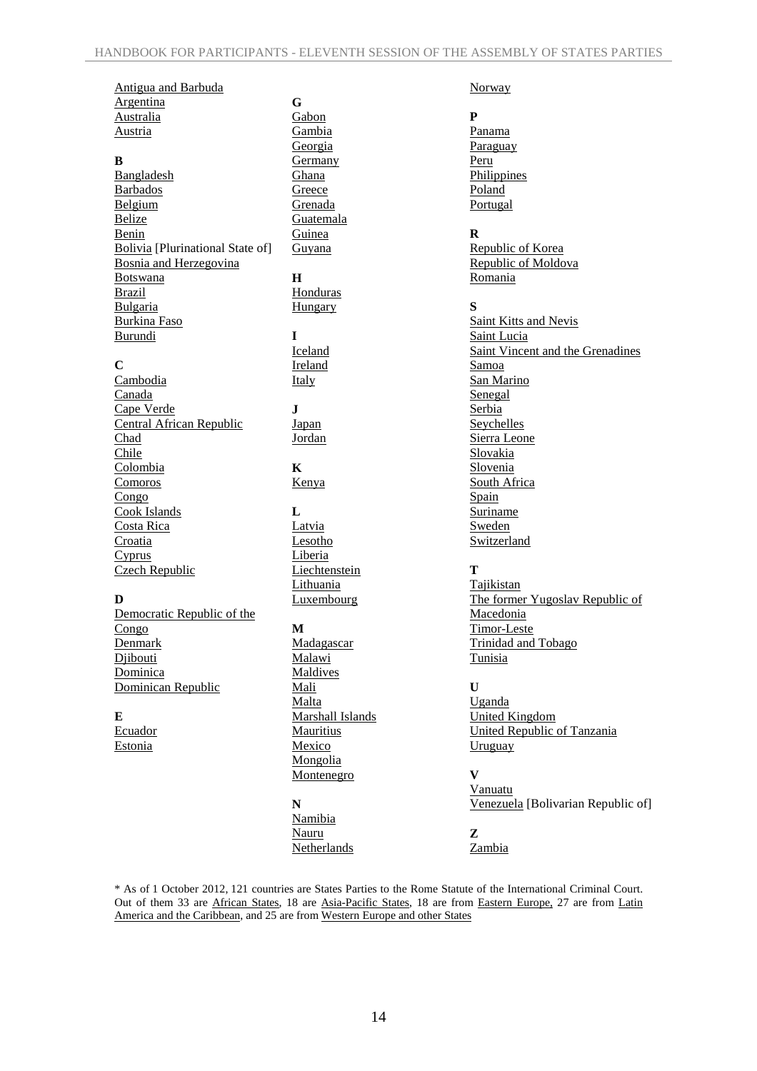Antigua and Barbuda
Argentina
Australia
Austria

**B**
Bangladesh
Barbados
Belgium
Belize
Benin
Bolivia [Plurinational State of]
Bosnia and Herzegovina
Botswana
Brazil
Bulgaria
Burkina Faso
Burundi

**C**
Cambodia
Canada
Cape Verde
Central African Republic
Chad
Chile
Colombia
Comoros
Congo
Cook Islands
Costa Rica
Croatia
Cyprus
Czech Republic

**D**
Democratic Republic of the Congo
Denmark
Djibouti
Dominica
Dominican Republic

**E**
Ecuador
Estonia

**G**
Gabon
Gambia
Georgia
Germany
Ghana
Greece
Grenada
Guatemala
Guinea
Guyana

**H**
Honduras
Hungary

**I**
Iceland
Ireland
Italy

**J**
Japan
Jordan

**K**
Kenya

**L**
Latvia
Lesotho
Liberia
Liechtenstein
Lithuania
Luxembourg

**M**
Madagascar
Malawi
Maldives
Mali
Malta
Marshall Islands
Mauritius
Mexico
Mongolia
Montenegro

**N**
Namibia
Nauru
Netherlands
Norway

**P**
Panama
Paraguay
Peru
Philippines
Poland
Portugal

**R**
Republic of Korea
Republic of Moldova
Romania

**S**
Saint Kitts and Nevis
Saint Lucia
Saint Vincent and the Grenadines
Samoa
San Marino
Senegal
Serbia
Seychelles
Sierra Leone
Slovakia
Slovenia
South Africa
Spain
Suriname
Sweden
Switzerland

**T**
Tajikistan
The former Yugoslav Republic of Macedonia
Timor-Leste
Trinidad and Tobago
Tunisia

**U**
Uganda
United Kingdom
United Republic of Tanzania
Uruguay

**V**
Vanuatu
Venezuela [Bolivarian Republic of]

**Z**
Zambia

* As of 1 October 2012, 121 countries are States Parties to the Rome Statute of the International Criminal Court. Out of them 33 are African States, 18 are Asia-Pacific States, 18 are from Eastern Europe, 27 are from Latin America and the Caribbean, and 25 are from Western Europe and other States